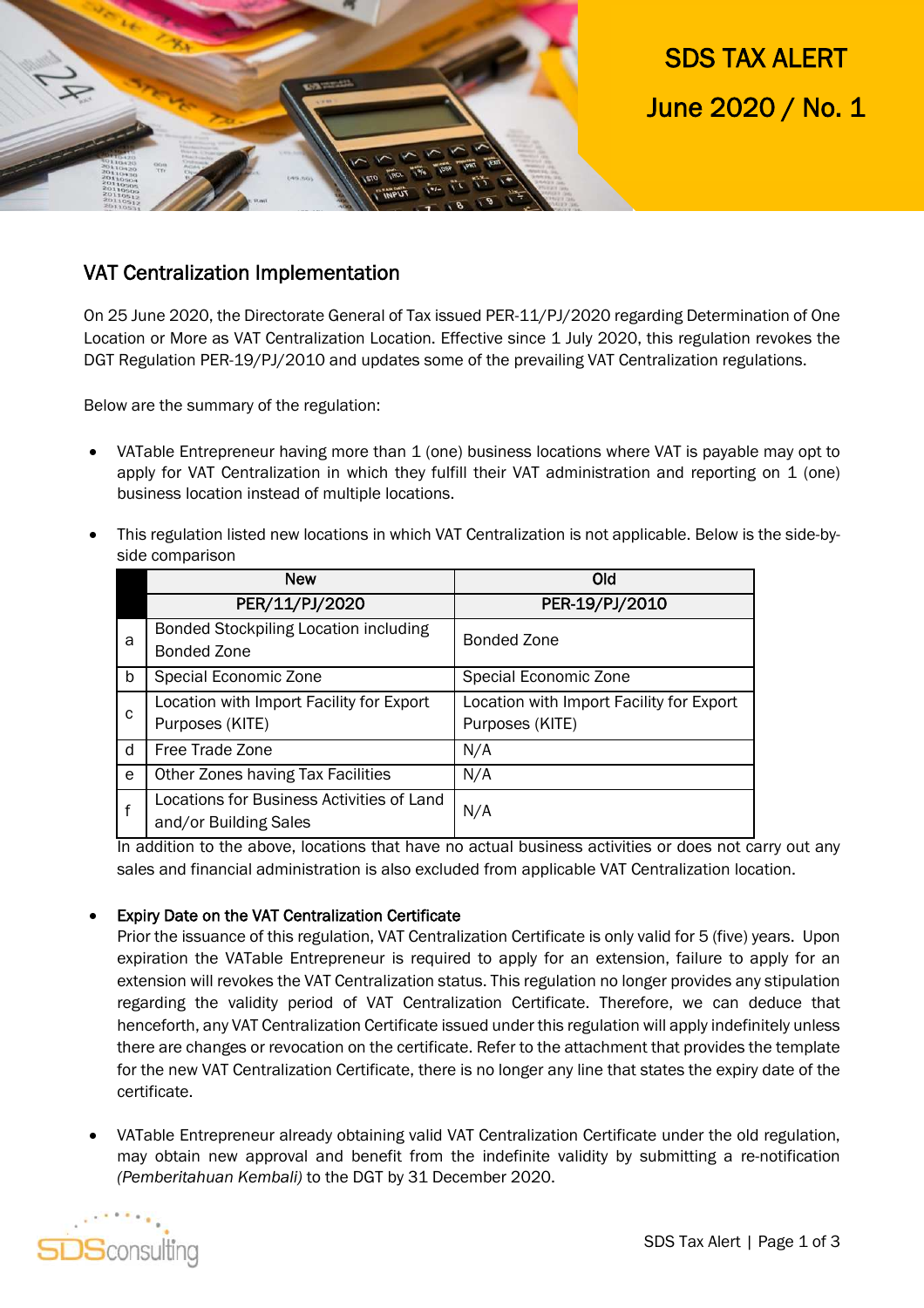SDS TAX ALERT

June 2020 / No. 1

## VAT Centralization Implementation

On 25 June 2020, the Directorate General of Tax issued PER-11/PJ/2020 regarding Determination of One Location or More as VAT Centralization Location. Effective since 1 July 2020, this regulation revokes the DGT Regulation PER-19/PJ/2010 and updates some of the prevailing VAT Centralization regulations.

Below are the summary of the regulation:

- VATable Entrepreneur having more than 1 (one) business locations where VAT is payable may opt to apply for VAT Centralization in which they fulfill their VAT administration and reporting on 1 (one) business location instead of multiple locations.

- This regulation listed new locations in which VAT Centralization is not applicable. Below is the side-by-side comparison

| | New | Old |
|---|---|---|
| | PER/11/PJ/2020 | PER-19/PJ/2010 |
| a | Bonded Stockpiling Location including Bonded Zone | Bonded Zone |
| b | Special Economic Zone | Special Economic Zone |
| c | Location with Import Facility for Export Purposes (KITE) | Location with Import Facility for Export Purposes (KITE) |
| d | Free Trade Zone | N/A |
| e | Other Zones having Tax Facilities | N/A |
| f | Locations for Business Activities of Land and/or Building Sales | N/A |

  In addition to the above, locations that have no actual business activities or does not carry out any sales and financial administration is also excluded from applicable VAT Centralization location.

- **Expiry Date on the VAT Centralization Certificate**
  Prior the issuance of this regulation, VAT Centralization Certificate is only valid for 5 (five) years. Upon expiration the VATable Entrepreneur is required to apply for an extension, failure to apply for an extension will revokes the VAT Centralization status. This regulation no longer provides any stipulation regarding the validity period of VAT Centralization Certificate. Therefore, we can deduce that henceforth, any VAT Centralization Certificate issued under this regulation will apply indefinitely unless there are changes or revocation on the certificate. Refer to the attachment that provides the template for the new VAT Centralization Certificate, there is no longer any line that states the expiry date of the certificate.

- VATable Entrepreneur already obtaining valid VAT Centralization Certificate under the old regulation, may obtain new approval and benefit from the indefinite validity by submitting a re-notification *(Pemberitahuan Kembali)* to the DGT by 31 December 2020.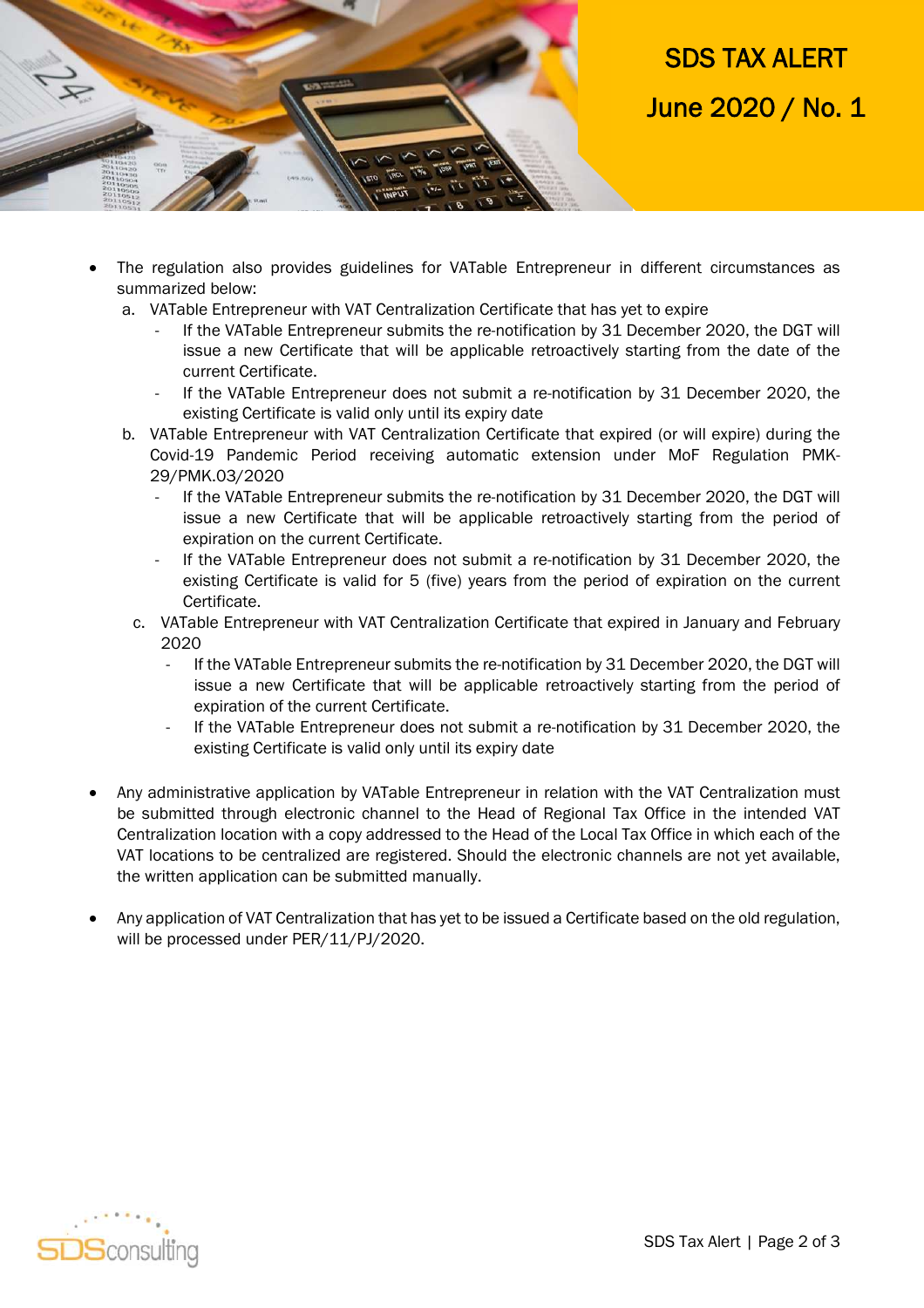- The regulation also provides guidelines for VATable Entrepreneur in different circumstances as summarized below:
  a. VATable Entrepreneur with VAT Centralization Certificate that has yet to expire
     - If the VATable Entrepreneur submits the re-notification by 31 December 2020, the DGT will issue a new Certificate that will be applicable retroactively starting from the date of the current Certificate.
     - If the VATable Entrepreneur does not submit a re-notification by 31 December 2020, the existing Certificate is valid only until its expiry date
  b. VATable Entrepreneur with VAT Centralization Certificate that expired (or will expire) during the Covid-19 Pandemic Period receiving automatic extension under MoF Regulation PMK-29/PMK.03/2020
     - If the VATable Entrepreneur submits the re-notification by 31 December 2020, the DGT will issue a new Certificate that will be applicable retroactively starting from the period of expiration on the current Certificate.
     - If the VATable Entrepreneur does not submit a re-notification by 31 December 2020, the existing Certificate is valid for 5 (five) years from the period of expiration on the current Certificate.
  c. VATable Entrepreneur with VAT Centralization Certificate that expired in January and February 2020
     - If the VATable Entrepreneur submits the re-notification by 31 December 2020, the DGT will issue a new Certificate that will be applicable retroactively starting from the period of expiration of the current Certificate.
     - If the VATable Entrepreneur does not submit a re-notification by 31 December 2020, the existing Certificate is valid only until its expiry date

- Any administrative application by VATable Entrepreneur in relation with the VAT Centralization must be submitted through electronic channel to the Head of Regional Tax Office in the intended VAT Centralization location with a copy addressed to the Head of the Local Tax Office in which each of the VAT locations to be centralized are registered. Should the electronic channels are not yet available, the written application can be submitted manually.

- Any application of VAT Centralization that has yet to be issued a Certificate based on the old regulation, will be processed under PER/11/PJ/2020.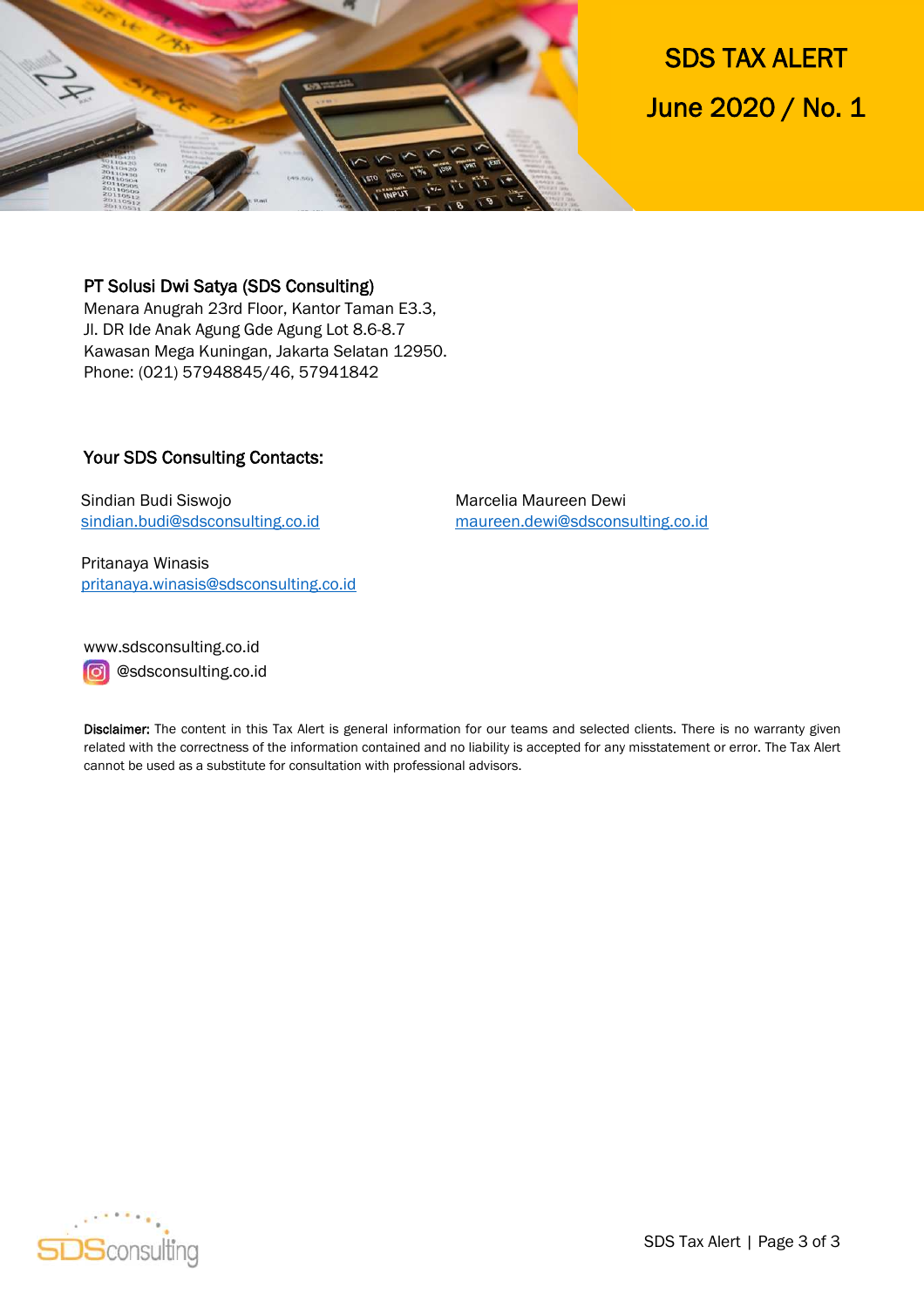# SDS TAX ALERT

## June 2020 / No. 1

**PT Solusi Dwi Satya (SDS Consulting)**
Menara Anugrah 23rd Floor, Kantor Taman E3.3,
Jl. DR Ide Anak Agung Gde Agung Lot 8.6-8.7
Kawasan Mega Kuningan, Jakarta Selatan 12950.
Phone: (021) 57948845/46, 57941842

### Your SDS Consulting Contacts:

Sindian Budi Siswojo
sindian.budi@sdsconsulting.co.id

Marcelia Maureen Dewi
maureen.dewi@sdsconsulting.co.id

Pritanaya Winasis
pritanaya.winasis@sdsconsulting.co.id

www.sdsconsulting.co.id
@sdsconsulting.co.id

**Disclaimer:** The content in this Tax Alert is general information for our teams and selected clients. There is no warranty given related with the correctness of the information contained and no liability is accepted for any misstatement or error. The Tax Alert cannot be used as a substitute for consultation with professional advisors.